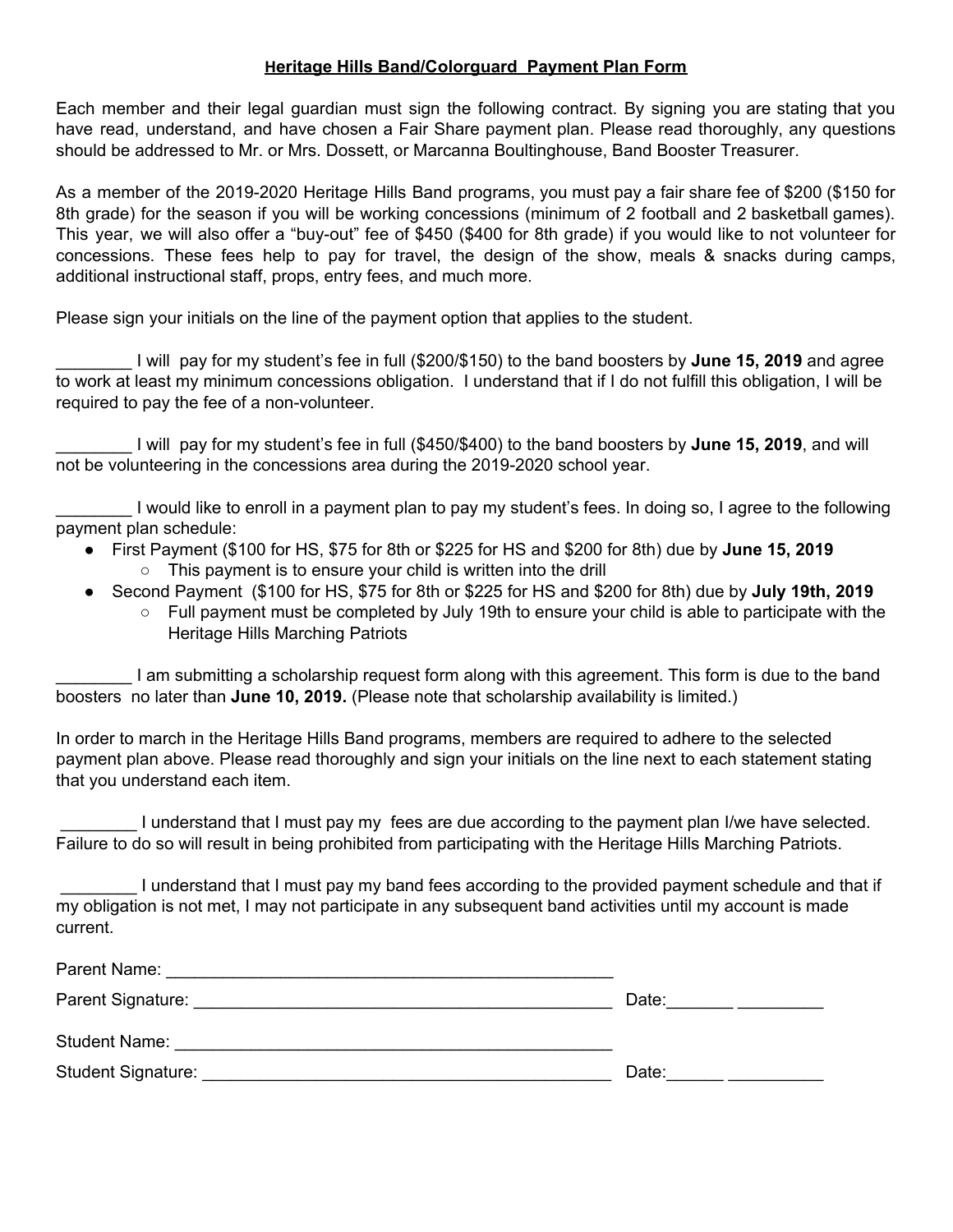**Heritage Hills Band/Colorguard Payment Plan Form**

Each member and their legal guardian must sign the following contract. By signing you are stating that you have read, understand, and have chosen a Fair Share payment plan. Please read thoroughly, any questions should be addressed to Mr. or Mrs. Dossett, or Marcanna Boultinghouse, Band Booster Treasurer.

As a member of the 2019-2020 Heritage Hills Band programs, you must pay a fair share fee of $200 ($150 for 8th grade) for the season if you will be working concessions (minimum of 2 football and 2 basketball games). This year, we will also offer a "buy-out" fee of $450 ($400 for 8th grade) if you would like to not volunteer for concessions. These fees help to pay for travel, the design of the show, meals & snacks during camps, additional instructional staff, props, entry fees, and much more.

Please sign your initials on the line of the payment option that applies to the student.

________ I will pay for my student's fee in full ($200/$150) to the band boosters by **June 15, 2019** and agree to work at least my minimum concessions obligation. I understand that if I do not fulfill this obligation, I will be required to pay the fee of a non-volunteer.

________ I will pay for my student's fee in full ($450/$400) to the band boosters by **June 15, 2019**, and will not be volunteering in the concessions area during the 2019-2020 school year.

________ I would like to enroll in a payment plan to pay my student's fees. In doing so, I agree to the following payment plan schedule:

- First Payment ($100 for HS, $75 for 8th or $225 for HS and $200 for 8th) due by **June 15, 2019**
  - This payment is to ensure your child is written into the drill
- Second Payment ($100 for HS, $75 for 8th or $225 for HS and $200 for 8th) due by **July 19th, 2019**
  - Full payment must be completed by July 19th to ensure your child is able to participate with the Heritage Hills Marching Patriots

________ I am submitting a scholarship request form along with this agreement. This form is due to the band boosters no later than **June 10, 2019.** (Please note that scholarship availability is limited.)

In order to march in the Heritage Hills Band programs, members are required to adhere to the selected payment plan above. Please read thoroughly and sign your initials on the line next to each statement stating that you understand each item.

________ I understand that I must pay my fees are due according to the payment plan I/we have selected. Failure to do so will result in being prohibited from participating with the Heritage Hills Marching Patriots.

________ I understand that I must pay my band fees according to the provided payment schedule and that if my obligation is not met, I may not participate in any subsequent band activities until my account is made current.

Parent Name: ______________________________________________

Parent Signature: ___________________________________________ Date:_______ _________

Student Name: _____________________________________________

Student Signature: __________________________________________ Date:______ __________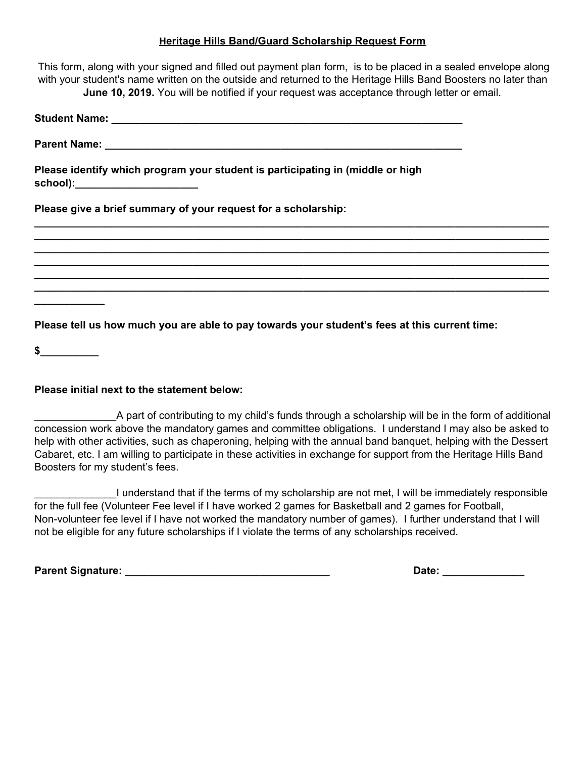**Heritage Hills Band/Guard Scholarship Request Form**

This form, along with your signed and filled out payment plan form, is to be placed in a sealed envelope along with your student's name written on the outside and returned to the Heritage Hills Band Boosters no later than **June 10, 2019.** You will be notified if your request was acceptance through letter or email.

**Student Name: _______________________________________________________________**

**Parent Name: _______________________________________________________________**

**Please identify which program your student is participating in (middle or high school):____________________**

**Please give a brief summary of your request for a scholarship:**

_____________________________________________________________________________________________
_____________________________________________________________________________________________
_____________________________________________________________________________________________
_____________________________________________________________________________________________
_____________________________________________________________________________________________
_____________________________________________________________________________________________
____________

**Please tell us how much you are able to pay towards your student's fees at this current time:**

**$__________**

**Please initial next to the statement below:**

_____________A part of contributing to my child's funds through a scholarship will be in the form of additional concession work above the mandatory games and committee obligations. I understand I may also be asked to help with other activities, such as chaperoning, helping with the annual band banquet, helping with the Dessert Cabaret, etc. I am willing to participate in these activities in exchange for support from the Heritage Hills Band Boosters for my student's fees.

_____________I understand that if the terms of my scholarship are not met, I will be immediately responsible for the full fee (Volunteer Fee level if I have worked 2 games for Basketball and 2 games for Football, Non-volunteer fee level if I have not worked the mandatory number of games). I further understand that I will not be eligible for any future scholarships if I violate the terms of any scholarships received.

**Parent Signature: ___________________________________** **Date: _____________**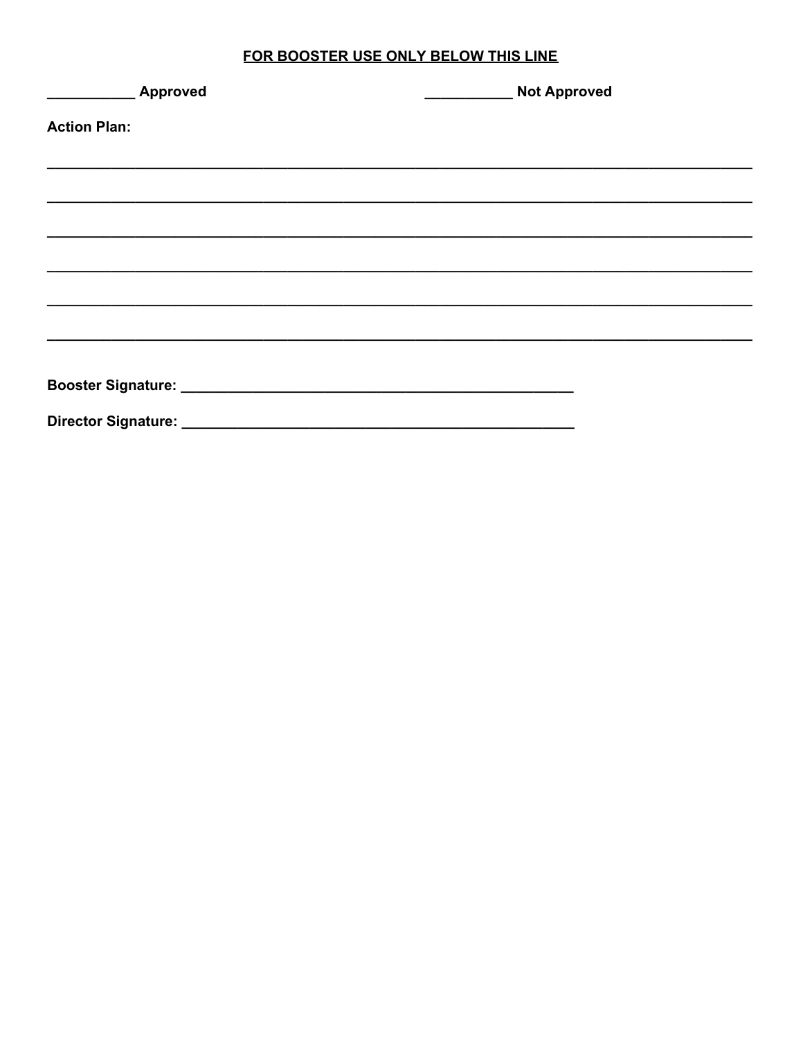**FOR BOOSTER USE ONLY BELOW THIS LINE**

**___________ Approved** **___________ Not Approved**

**Action Plan:**

______________________________________________________________________________

______________________________________________________________________________

______________________________________________________________________________

______________________________________________________________________________

______________________________________________________________________________

______________________________________________________________________________

**Booster Signature: ___________________________________________________**

**Director Signature: ___________________________________________________**